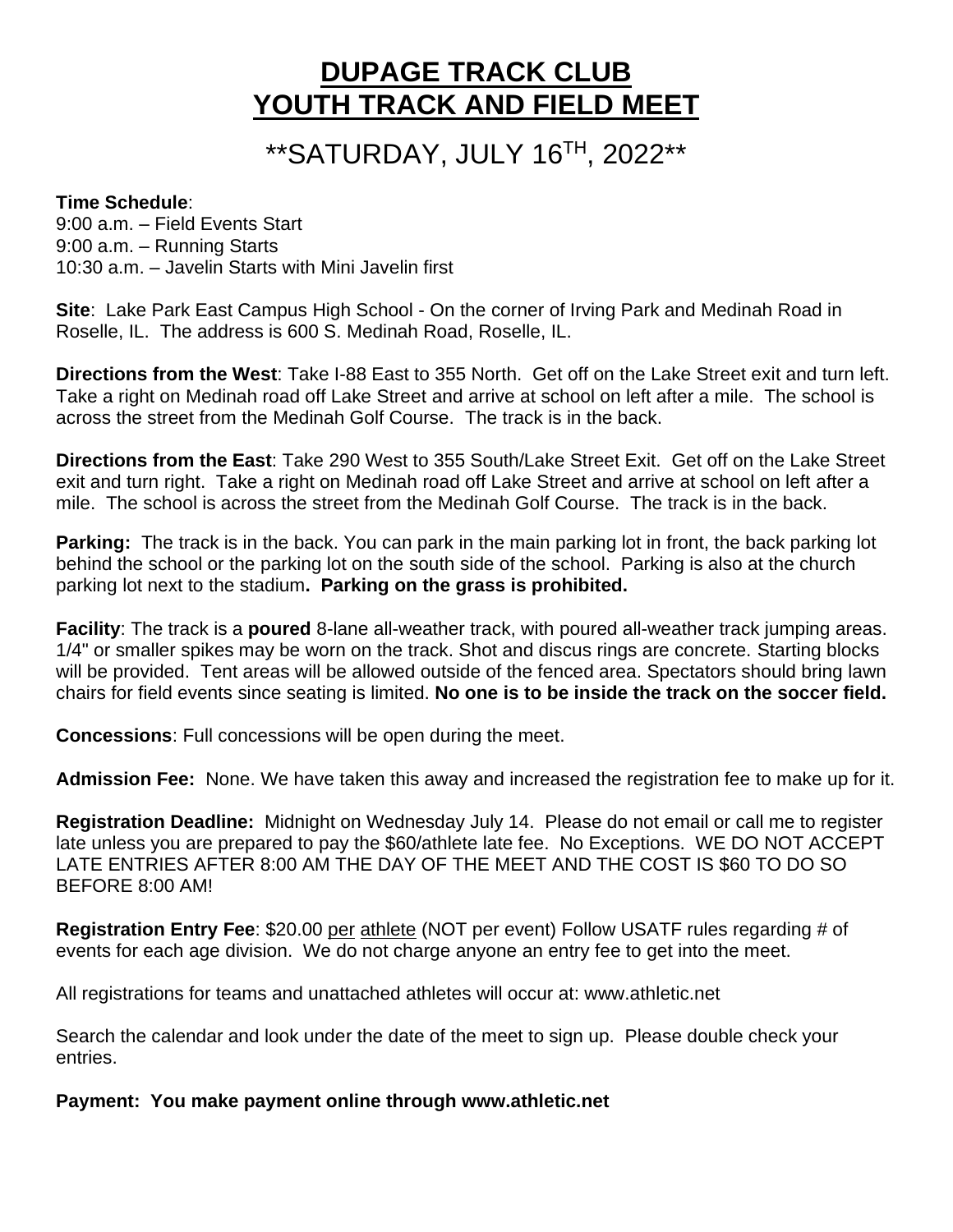# DUPAGE TRACK CLUB
# YOUTH TRACK AND FIELD MEET

## **SATURDAY, JULY 16TH, 2022**

**Time Schedule**:
9:00 a.m. – Field Events Start
9:00 a.m. – Running Starts
10:30 a.m. – Javelin Starts with Mini Javelin first

**Site**: Lake Park East Campus High School - On the corner of Irving Park and Medinah Road in Roselle, IL. The address is 600 S. Medinah Road, Roselle, IL.

**Directions from the West**: Take I-88 East to 355 North. Get off on the Lake Street exit and turn left. Take a right on Medinah road off Lake Street and arrive at school on left after a mile. The school is across the street from the Medinah Golf Course. The track is in the back.

**Directions from the East**: Take 290 West to 355 South/Lake Street Exit. Get off on the Lake Street exit and turn right. Take a right on Medinah road off Lake Street and arrive at school on left after a mile. The school is across the street from the Medinah Golf Course. The track is in the back.

**Parking:** The track is in the back. You can park in the main parking lot in front, the back parking lot behind the school or the parking lot on the south side of the school. Parking is also at the church parking lot next to the stadium**. Parking on the grass is prohibited.**

**Facility**: The track is a **poured** 8-lane all-weather track, with poured all-weather track jumping areas. 1/4" or smaller spikes may be worn on the track. Shot and discus rings are concrete. Starting blocks will be provided. Tent areas will be allowed outside of the fenced area. Spectators should bring lawn chairs for field events since seating is limited. **No one is to be inside the track on the soccer field.**

**Concessions**: Full concessions will be open during the meet.

**Admission Fee:** None. We have taken this away and increased the registration fee to make up for it.

**Registration Deadline:** Midnight on Wednesday July 14. Please do not email or call me to register late unless you are prepared to pay the $60/athlete late fee. No Exceptions. WE DO NOT ACCEPT LATE ENTRIES AFTER 8:00 AM THE DAY OF THE MEET AND THE COST IS $60 TO DO SO BEFORE 8:00 AM!

**Registration Entry Fee**: $20.00 per athlete (NOT per event) Follow USATF rules regarding # of events for each age division. We do not charge anyone an entry fee to get into the meet.

All registrations for teams and unattached athletes will occur at: www.athletic.net

Search the calendar and look under the date of the meet to sign up. Please double check your entries.

**Payment: You make payment online through www.athletic.net**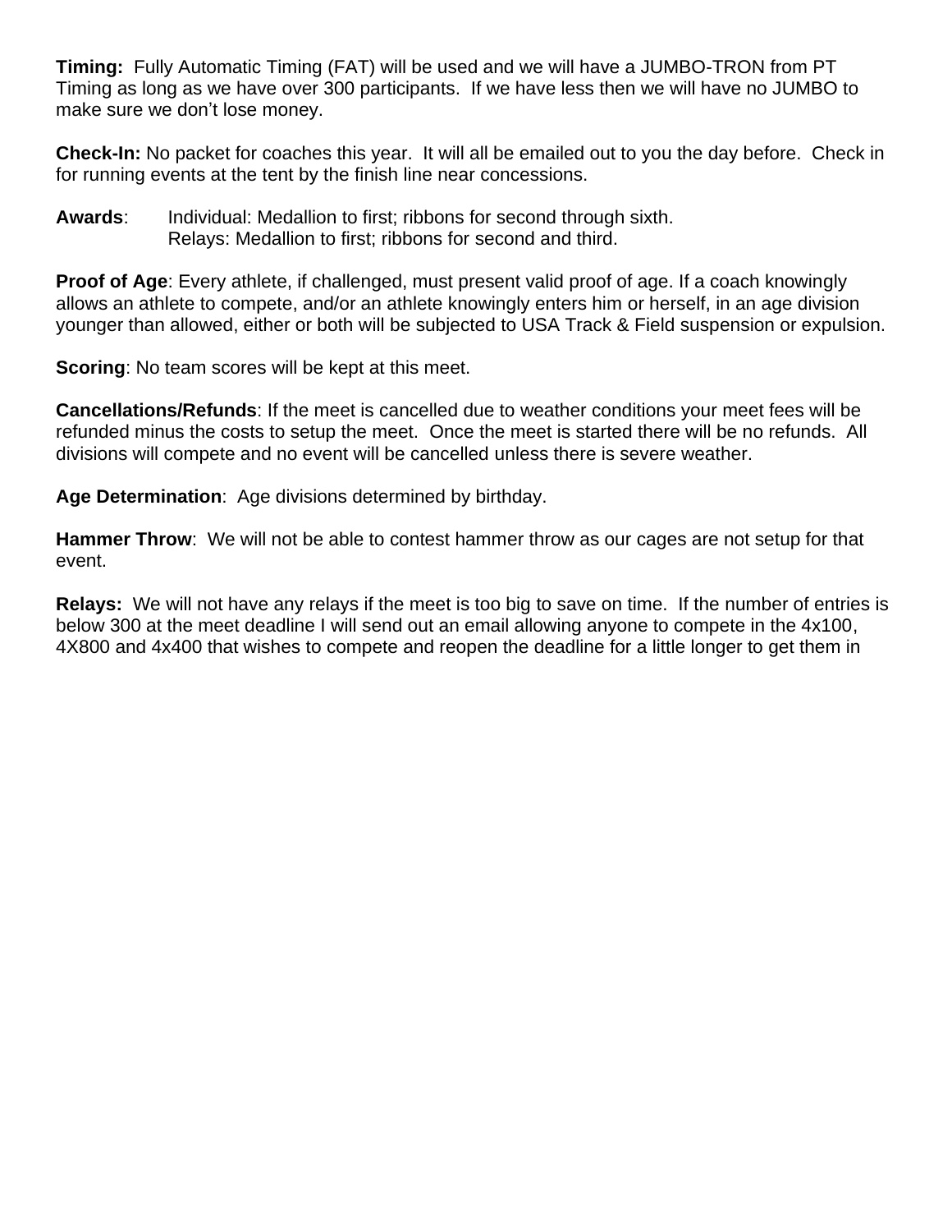**Timing:** Fully Automatic Timing (FAT) will be used and we will have a JUMBO-TRON from PT Timing as long as we have over 300 participants. If we have less then we will have no JUMBO to make sure we don't lose money.

**Check-In:** No packet for coaches this year. It will all be emailed out to you the day before. Check in for running events at the tent by the finish line near concessions.

**Awards**: Individual: Medallion to first; ribbons for second through sixth.
Relays: Medallion to first; ribbons for second and third.

**Proof of Age**: Every athlete, if challenged, must present valid proof of age. If a coach knowingly allows an athlete to compete, and/or an athlete knowingly enters him or herself, in an age division younger than allowed, either or both will be subjected to USA Track & Field suspension or expulsion.

**Scoring**: No team scores will be kept at this meet.

**Cancellations/Refunds**: If the meet is cancelled due to weather conditions your meet fees will be refunded minus the costs to setup the meet. Once the meet is started there will be no refunds. All divisions will compete and no event will be cancelled unless there is severe weather.

**Age Determination**: Age divisions determined by birthday.

**Hammer Throw**: We will not be able to contest hammer throw as our cages are not setup for that event.

**Relays:** We will not have any relays if the meet is too big to save on time. If the number of entries is below 300 at the meet deadline I will send out an email allowing anyone to compete in the 4x100, 4X800 and 4x400 that wishes to compete and reopen the deadline for a little longer to get them in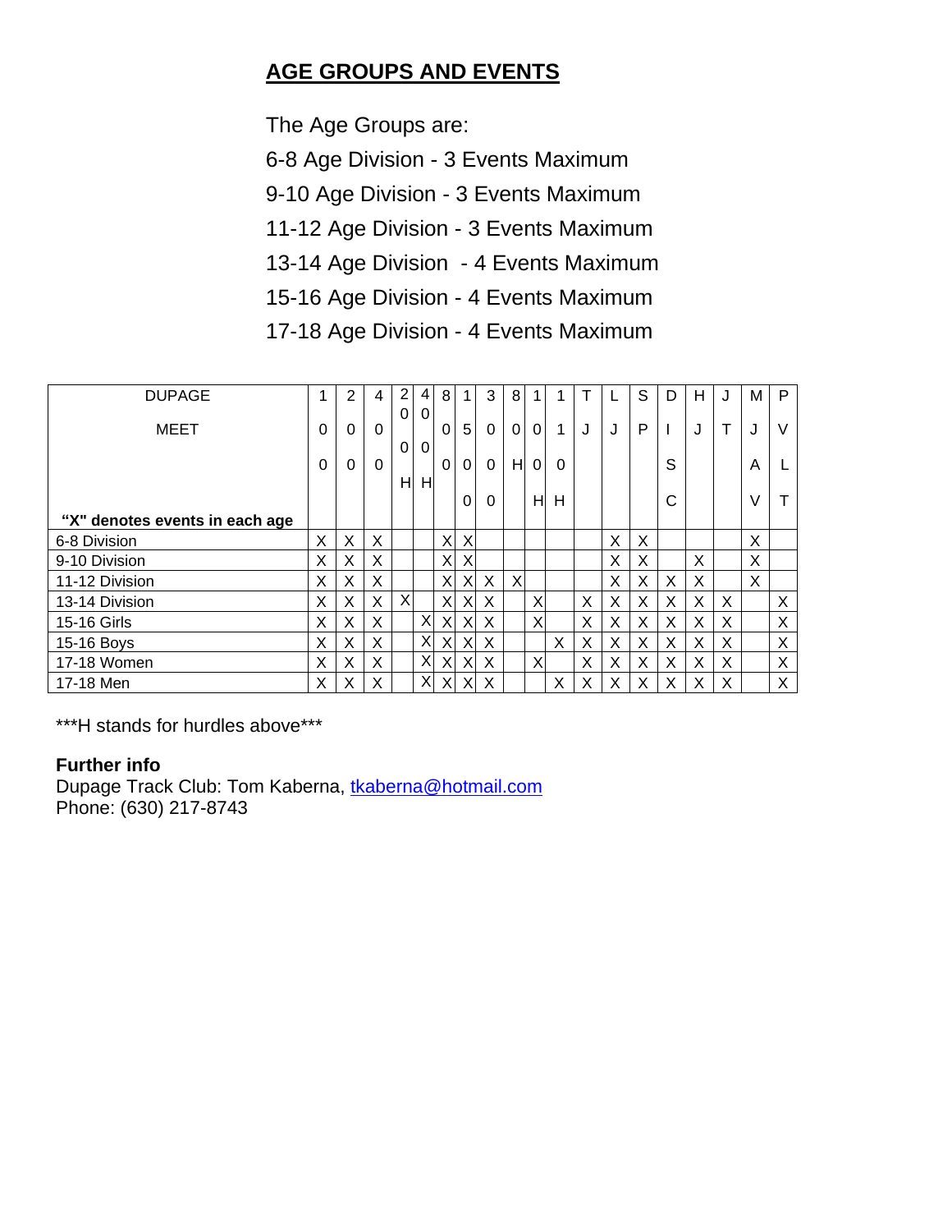## AGE GROUPS AND EVENTS

The Age Groups are:

6-8 Age Division - 3 Events Maximum

9-10 Age Division - 3 Events Maximum

11-12 Age Division - 3 Events Maximum

13-14 Age Division - 4 Events Maximum

15-16 Age Division - 4 Events Maximum

17-18 Age Division - 4 Events Maximum

| DUPAGE MEET<br>**"X" denotes events in each age** | 100 | 200 | 400 | 200H | 400H | 800 | 1500 | 3000 | 80H | 100H | 110H | TJ | LJ | SP | DISC | HJ | JT | MJAV | PVLT |
|---|---|---|---|---|---|---|---|---|---|---|---|---|---|---|---|---|---|---|---|
| 6-8 Division | X | X | X | | | X | X | | | | | | X | X | | | | X | |
| 9-10 Division | X | X | X | | | X | X | | | | | | X | X | | X | | X | |
| 11-12 Division | X | X | X | | | X | X | X | X | | | | X | X | X | X | | X | |
| 13-14 Division | X | X | X | X | | X | X | X | | X | | X | X | X | X | X | X | | X |
| 15-16 Girls | X | X | X | | X | X | X | X | | X | | X | X | X | X | X | X | | X |
| 15-16 Boys | X | X | X | | X | X | X | X | | | X | X | X | X | X | X | X | | X |
| 17-18 Women | X | X | X | | X | X | X | X | | X | | X | X | X | X | X | X | | X |
| 17-18 Men | X | X | X | | X | X | X | X | | | X | X | X | X | X | X | X | | X |

***H stands for hurdles above***

**Further info**

Dupage Track Club: Tom Kaberna, tkaberna@hotmail.com

Phone: (630) 217-8743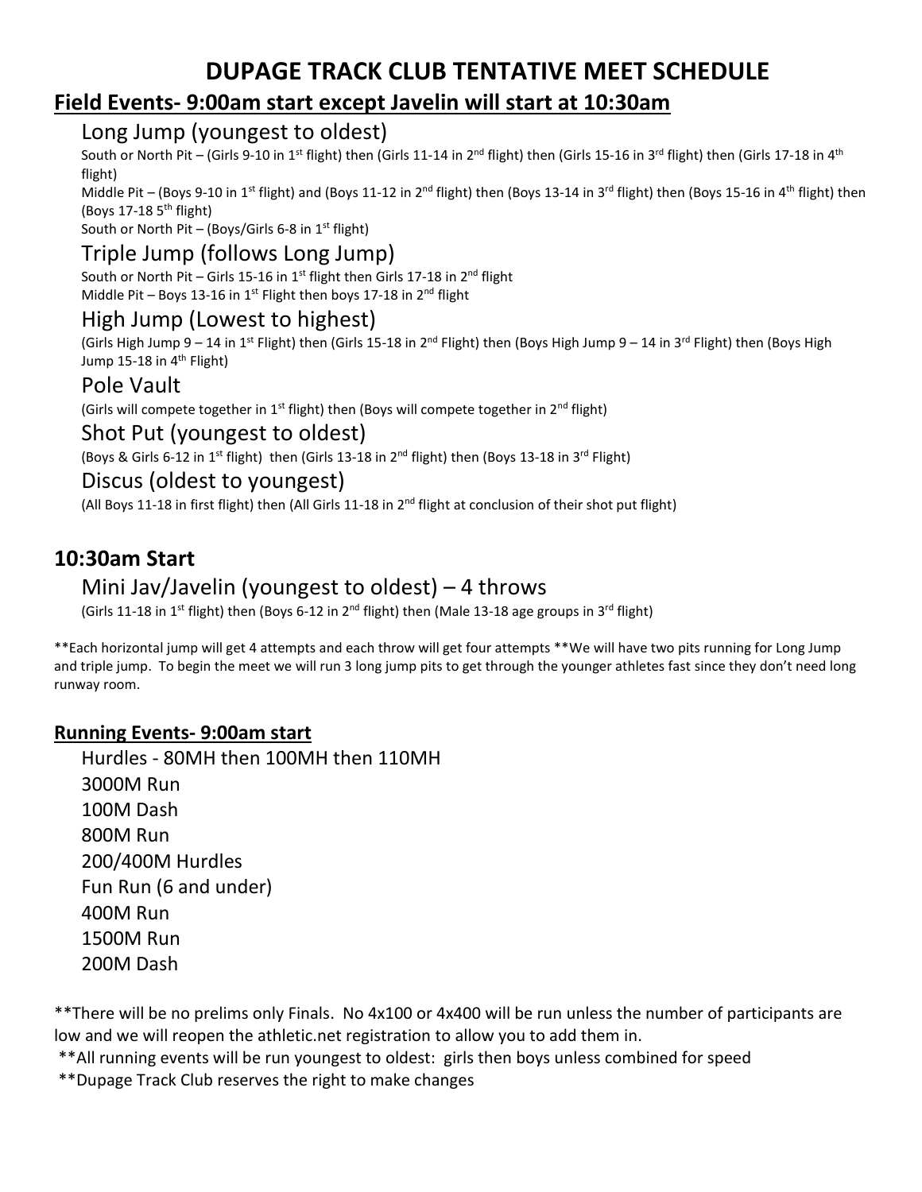# DUPAGE TRACK CLUB TENTATIVE MEET SCHEDULE

## Field Events- 9:00am start except Javelin will start at 10:30am

### Long Jump (youngest to oldest)

South or North Pit – (Girls 9-10 in 1st flight) then (Girls 11-14 in 2nd flight) then (Girls 15-16 in 3rd flight) then (Girls 17-18 in 4th flight)

Middle Pit – (Boys 9-10 in 1st flight) and (Boys 11-12 in 2nd flight) then (Boys 13-14 in 3rd flight) then (Boys 15-16 in 4th flight) then (Boys 17-18 5th flight)

South or North Pit – (Boys/Girls 6-8 in 1st flight)

### Triple Jump (follows Long Jump)

South or North Pit – Girls 15-16 in 1st flight then Girls 17-18 in 2nd flight

Middle Pit – Boys 13-16 in 1st Flight then boys 17-18 in 2nd flight

### High Jump (Lowest to highest)

(Girls High Jump 9 – 14 in 1st Flight) then (Girls 15-18 in 2nd Flight) then (Boys High Jump 9 – 14 in 3rd Flight) then (Boys High Jump 15-18 in 4th Flight)

### Pole Vault

(Girls will compete together in 1st flight) then (Boys will compete together in 2nd flight)

### Shot Put (youngest to oldest)

(Boys & Girls 6-12 in 1st flight) then (Girls 13-18 in 2nd flight) then (Boys 13-18 in 3rd Flight)

### Discus (oldest to youngest)

(All Boys 11-18 in first flight) then (All Girls 11-18 in 2nd flight at conclusion of their shot put flight)

## 10:30am Start

### Mini Jav/Javelin (youngest to oldest) – 4 throws

(Girls 11-18 in 1st flight) then (Boys 6-12 in 2nd flight) then (Male 13-18 age groups in 3rd flight)

**Each horizontal jump will get 4 attempts and each throw will get four attempts **We will have two pits running for Long Jump and triple jump. To begin the meet we will run 3 long jump pits to get through the younger athletes fast since they don't need long runway room.

## Running Events- 9:00am start

Hurdles - 80MH then 100MH then 110MH
3000M Run
100M Dash
800M Run
200/400M Hurdles
Fun Run (6 and under)
400M Run
1500M Run
200M Dash

**There will be no prelims only Finals. No 4x100 or 4x400 will be run unless the number of participants are low and we will reopen the athletic.net registration to allow you to add them in.

**All running events will be run youngest to oldest: girls then boys unless combined for speed

**Dupage Track Club reserves the right to make changes